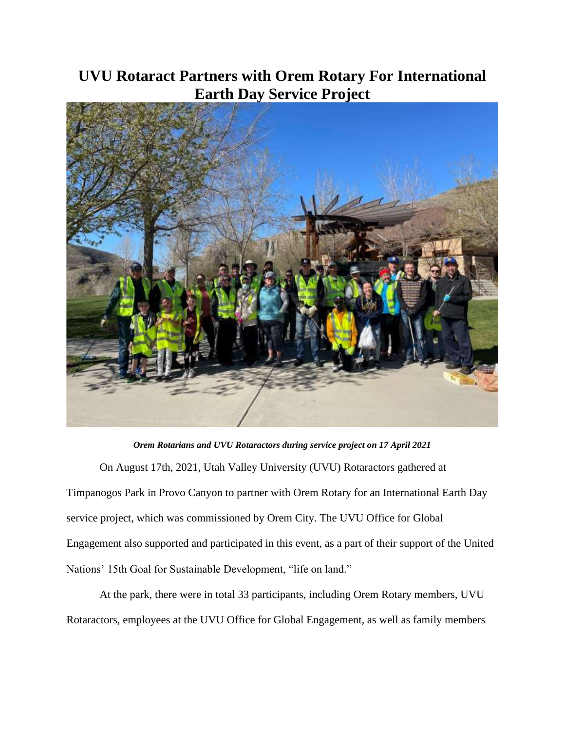# UVU Rotaract Partners with Orem Rotary For International Earth Day Service Project

***Orem Rotarians and UVU Rotaractors during service project on 17 April 2021***

On August 17th, 2021, Utah Valley University (UVU) Rotaractors gathered at Timpanogos Park in Provo Canyon to partner with Orem Rotary for an International Earth Day service project, which was commissioned by Orem City. The UVU Office for Global Engagement also supported and participated in this event, as a part of their support of the United Nations' 15th Goal for Sustainable Development, "life on land."

At the park, there were in total 33 participants, including Orem Rotary members, UVU Rotaractors, employees at the UVU Office for Global Engagement, as well as family members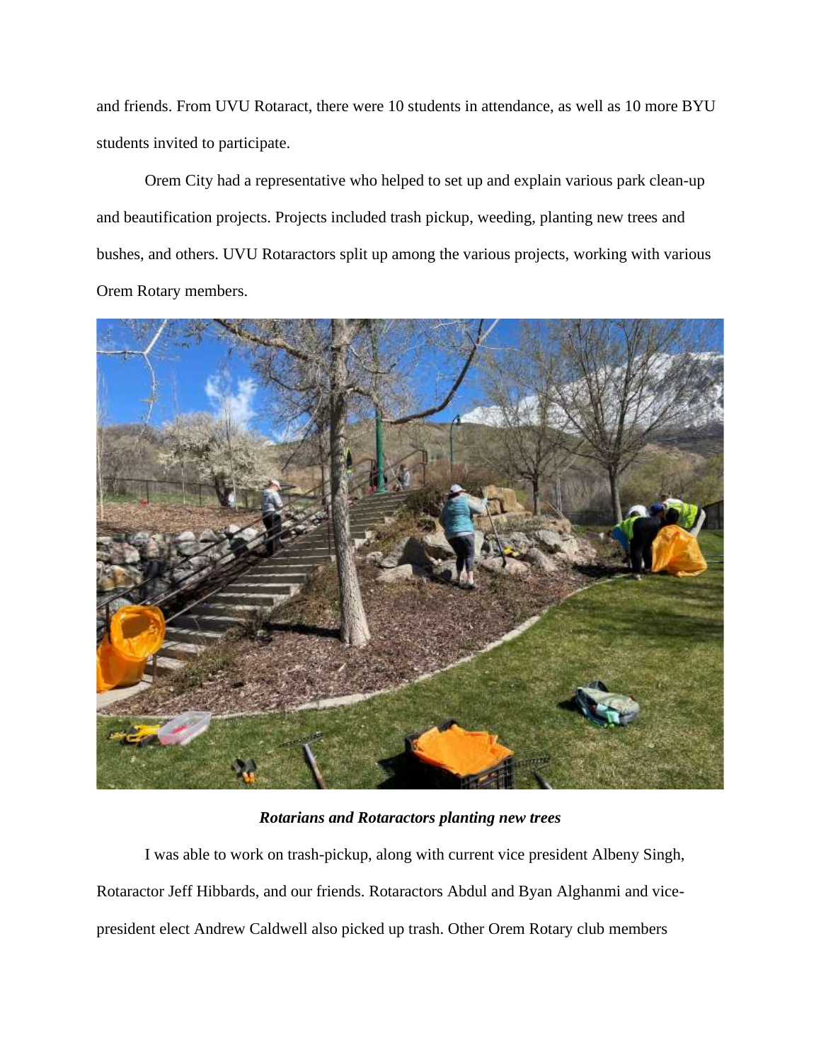and friends. From UVU Rotaract, there were 10 students in attendance, as well as 10 more BYU students invited to participate.

Orem City had a representative who helped to set up and explain various park clean-up and beautification projects. Projects included trash pickup, weeding, planting new trees and bushes, and others. UVU Rotaractors split up among the various projects, working with various Orem Rotary members.

***Rotarians and Rotaractors planting new trees***

I was able to work on trash-pickup, along with current vice president Albeny Singh, Rotaractor Jeff Hibbards, and our friends. Rotaractors Abdul and Byan Alghanmi and vice-president elect Andrew Caldwell also picked up trash. Other Orem Rotary club members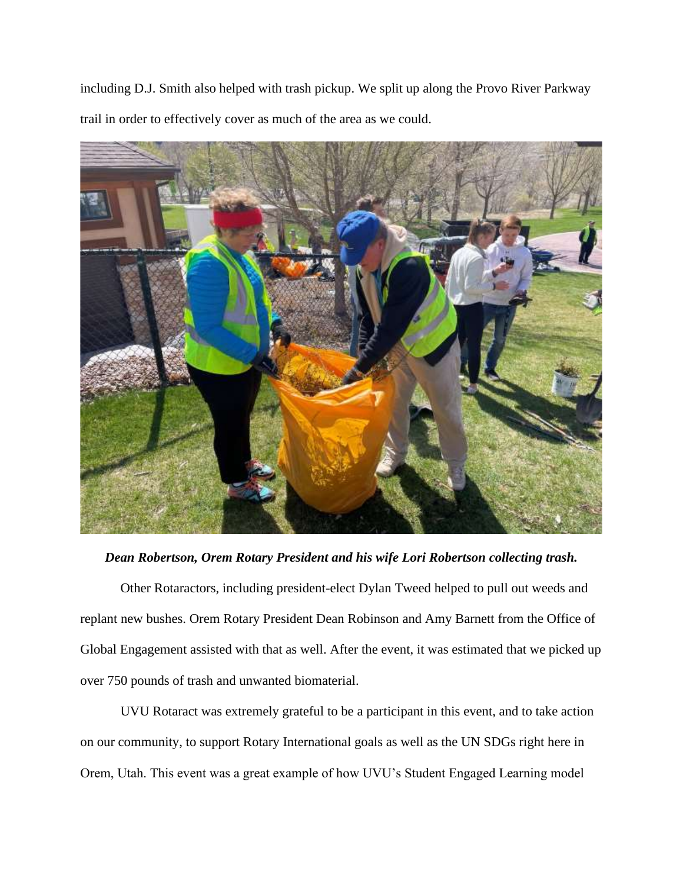including D.J. Smith also helped with trash pickup. We split up along the Provo River Parkway trail in order to effectively cover as much of the area as we could.

***Dean Robertson, Orem Rotary President and his wife Lori Robertson collecting trash.***

Other Rotaractors, including president-elect Dylan Tweed helped to pull out weeds and replant new bushes. Orem Rotary President Dean Robinson and Amy Barnett from the Office of Global Engagement assisted with that as well. After the event, it was estimated that we picked up over 750 pounds of trash and unwanted biomaterial.

UVU Rotaract was extremely grateful to be a participant in this event, and to take action on our community, to support Rotary International goals as well as the UN SDGs right here in Orem, Utah. This event was a great example of how UVU's Student Engaged Learning model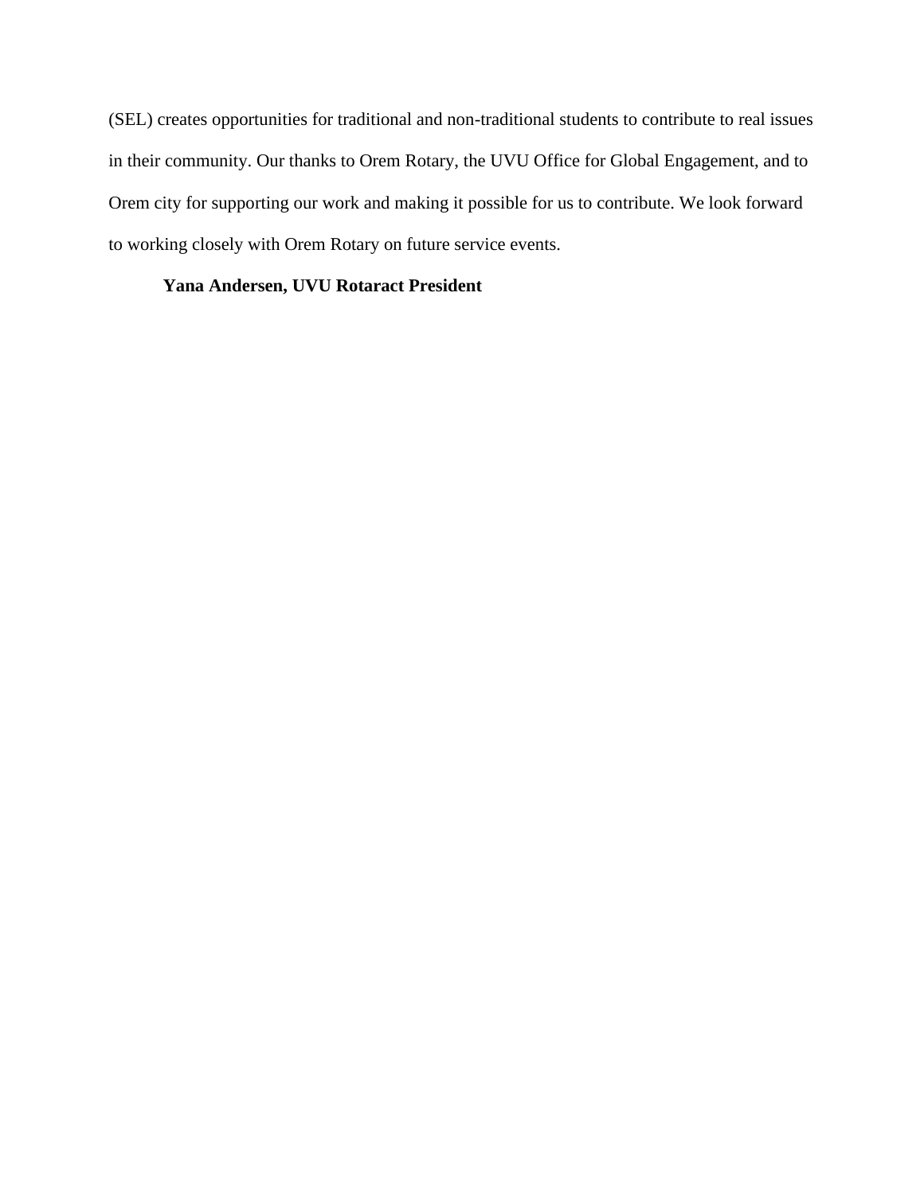(SEL) creates opportunities for traditional and non-traditional students to contribute to real issues in their community. Our thanks to Orem Rotary, the UVU Office for Global Engagement, and to Orem city for supporting our work and making it possible for us to contribute. We look forward to working closely with Orem Rotary on future service events.

**Yana Andersen, UVU Rotaract President**